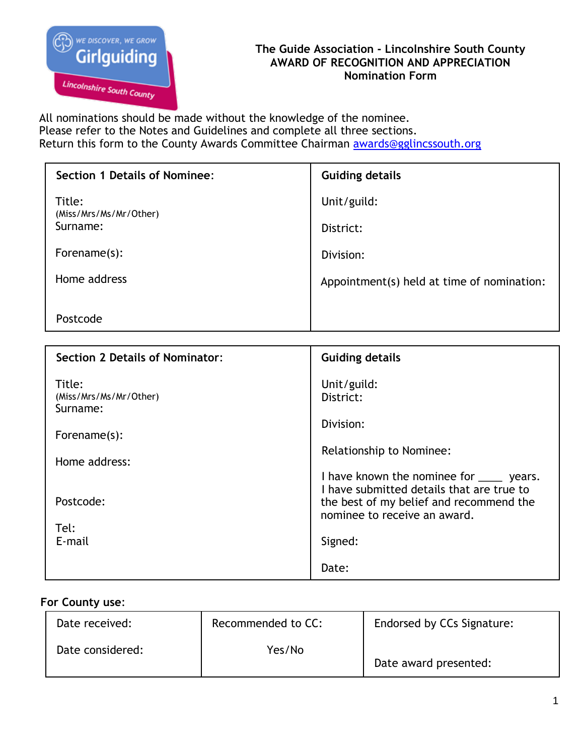Girlguiding Lincolnshire South County — We discover, we grow

# The Guide Association - Lincolnshire South County
# AWARD OF RECOGNITION AND APPRECIATION
## Nomination Form

All nominations should be made without the knowledge of the nominee.
Please refer to the Notes and Guidelines and complete all three sections.
Return this form to the County Awards Committee Chairman awards@gglincssouth.org

| **Section 1 Details of Nominee:** | **Guiding details** |
|---|---|
| Title: (Miss/Mrs/Ms/Mr/Other) | Unit/guild: |
| Surname: | District: |
| Forename(s): | Division: |
| Home address | Appointment(s) held at time of nomination: |
| Postcode | |

| **Section 2 Details of Nominator:** | **Guiding details** |
|---|---|
| Title: (Miss/Mrs/Ms/Mr/Other) | Unit/guild: |
| Surname: | District: |
| Forename(s): | Division: |
| Home address: | Relationship to Nominee: |
| Postcode: | I have known the nominee for ____ years. I have submitted details that are true to the best of my belief and recommend the nominee to receive an award. |
| Tel: | Signed: |
| E-mail | Date: |

**For County use:**

| Date received: | Recommended to CC: | Endorsed by CCs Signature: |
|---|---|---|
| Date considered: | Yes/No | Date award presented: |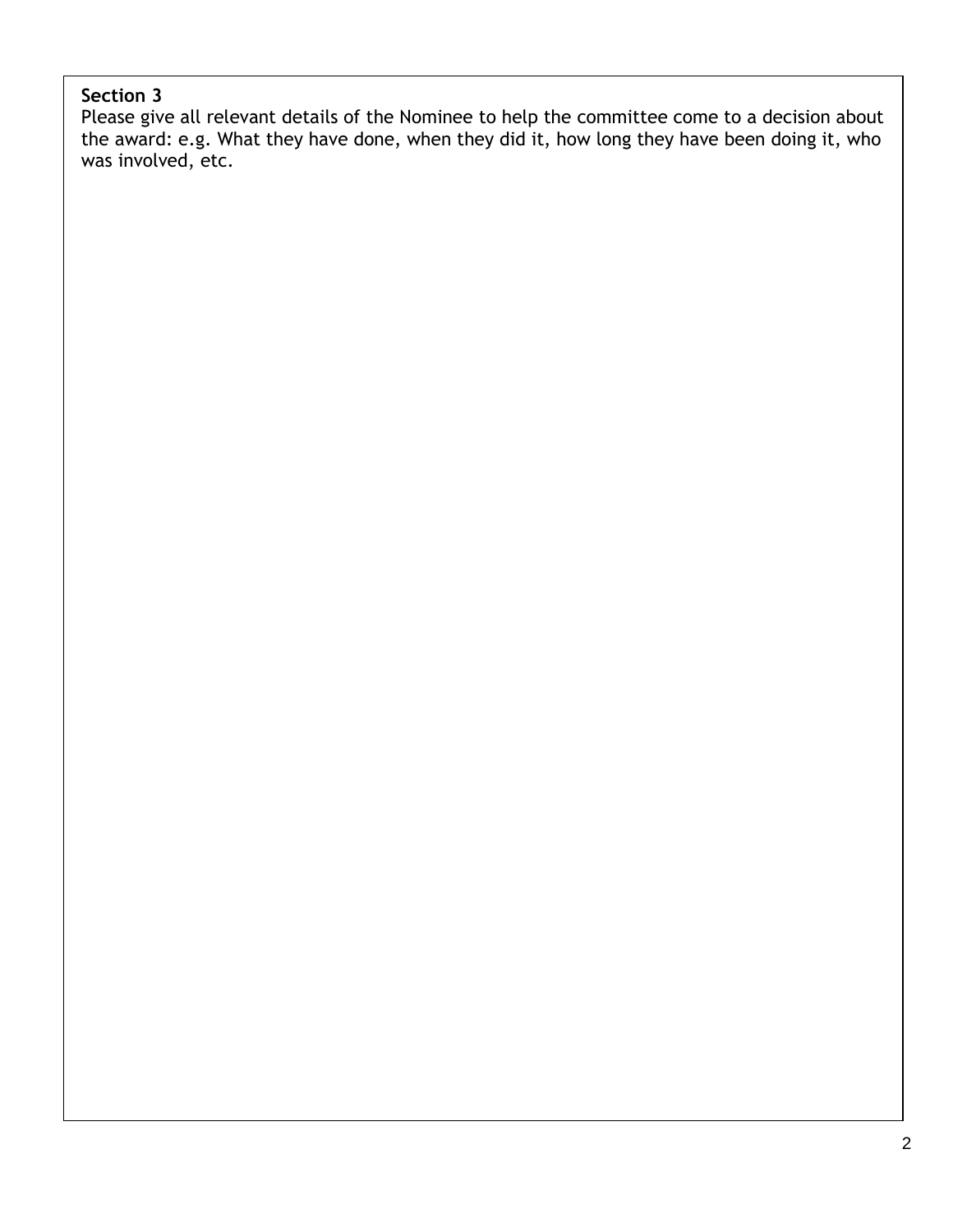**Section 3**

Please give all relevant details of the Nominee to help the committee come to a decision about the award: e.g. What they have done, when they did it, how long they have been doing it, who was involved, etc.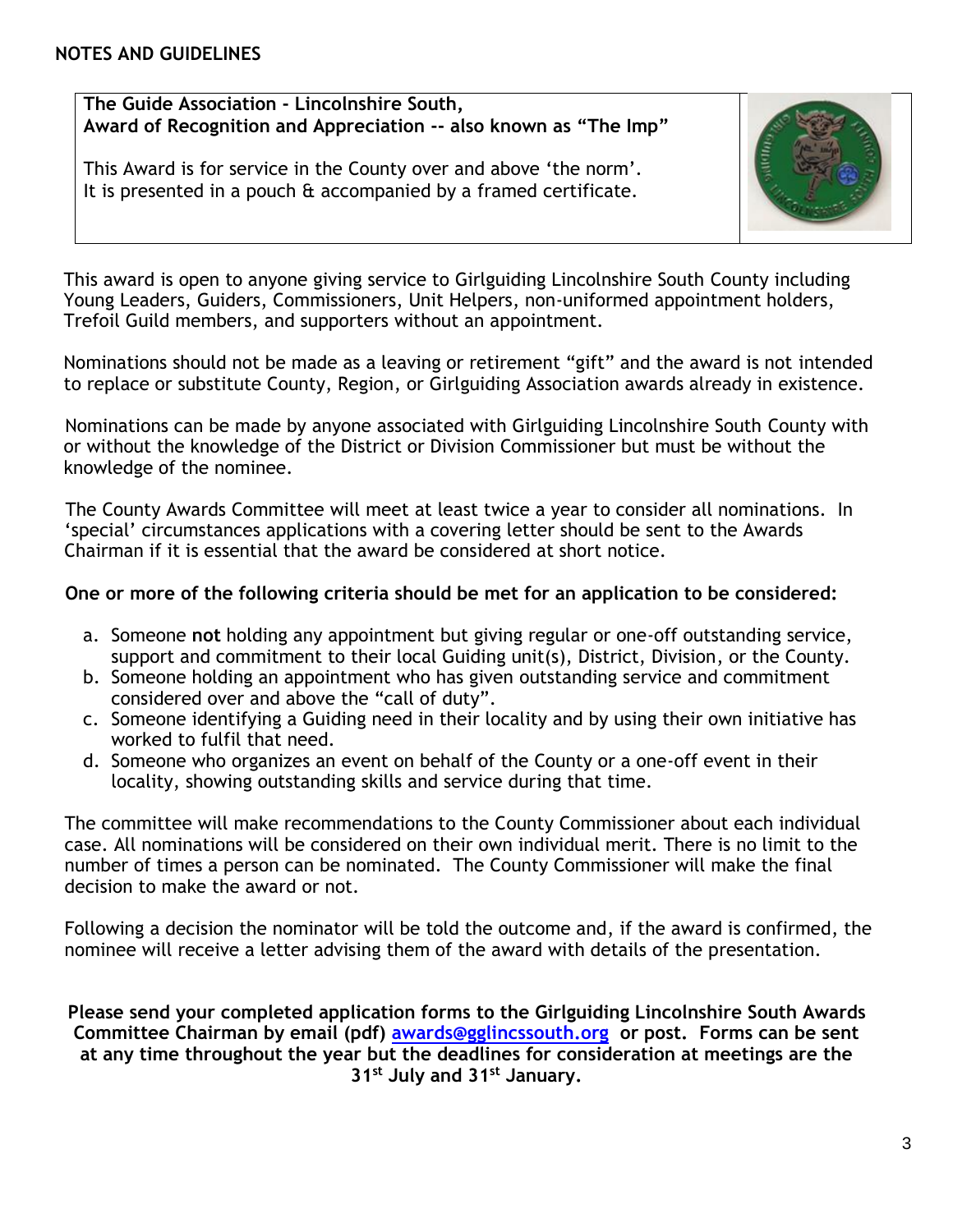## NOTES AND GUIDELINES

**The Guide Association - Lincolnshire South,**
**Award of Recognition and Appreciation -- also known as "The Imp"**

This Award is for service in the County over and above 'the norm'.
It is presented in a pouch & accompanied by a framed certificate.

This award is open to anyone giving service to Girlguiding Lincolnshire South County including Young Leaders, Guiders, Commissioners, Unit Helpers, non-uniformed appointment holders, Trefoil Guild members, and supporters without an appointment.

Nominations should not be made as a leaving or retirement "gift" and the award is not intended to replace or substitute County, Region, or Girlguiding Association awards already in existence.

Nominations can be made by anyone associated with Girlguiding Lincolnshire South County with or without the knowledge of the District or Division Commissioner but must be without the knowledge of the nominee.

The County Awards Committee will meet at least twice a year to consider all nominations. In 'special' circumstances applications with a covering letter should be sent to the Awards Chairman if it is essential that the award be considered at short notice.

**One or more of the following criteria should be met for an application to be considered:**

a. Someone **not** holding any appointment but giving regular or one-off outstanding service, support and commitment to their local Guiding unit(s), District, Division, or the County.
b. Someone holding an appointment who has given outstanding service and commitment considered over and above the "call of duty".
c. Someone identifying a Guiding need in their locality and by using their own initiative has worked to fulfil that need.
d. Someone who organizes an event on behalf of the County or a one-off event in their locality, showing outstanding skills and service during that time.

The committee will make recommendations to the County Commissioner about each individual case. All nominations will be considered on their own individual merit. There is no limit to the number of times a person can be nominated. The County Commissioner will make the final decision to make the award or not.

Following a decision the nominator will be told the outcome and, if the award is confirmed, the nominee will receive a letter advising them of the award with details of the presentation.

**Please send your completed application forms to the Girlguiding Lincolnshire South Awards Committee Chairman by email (pdf) awards@gglincssouth.org or post. Forms can be sent at any time throughout the year but the deadlines for consideration at meetings are the 31st July and 31st January.**